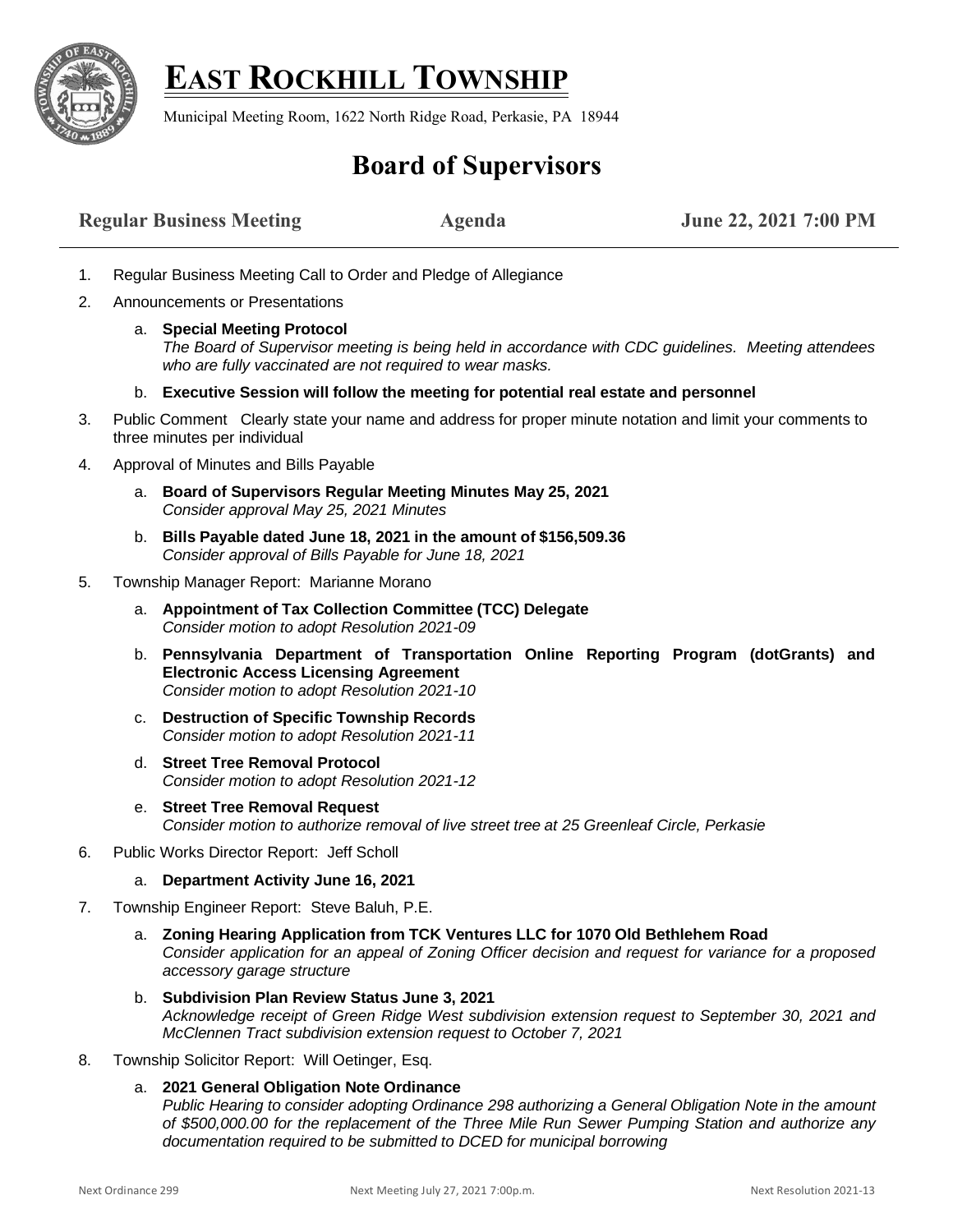# EAST ROCKHILL TOWNSHIP

Municipal Meeting Room, 1622 North Ridge Road, Perkasie, PA 18944

## Board of Supervisors

**Regular Business Meeting** **Agenda** **June 22, 2021 7:00 PM**

1. Regular Business Meeting Call to Order and Pledge of Allegiance
2. Announcements or Presentations
   a. **Special Meeting Protocol**
   *The Board of Supervisor meeting is being held in accordance with CDC guidelines. Meeting attendees who are fully vaccinated are not required to wear masks.*
   b. **Executive Session will follow the meeting for potential real estate and personnel**
3. Public Comment Clearly state your name and address for proper minute notation and limit your comments to three minutes per individual
4. Approval of Minutes and Bills Payable
   a. **Board of Supervisors Regular Meeting Minutes May 25, 2021**
   *Consider approval May 25, 2021 Minutes*
   b. **Bills Payable dated June 18, 2021 in the amount of $156,509.36**
   *Consider approval of Bills Payable for June 18, 2021*
5. Township Manager Report: Marianne Morano
   a. **Appointment of Tax Collection Committee (TCC) Delegate**
   *Consider motion to adopt Resolution 2021-09*
   b. **Pennsylvania Department of Transportation Online Reporting Program (dotGrants) and Electronic Access Licensing Agreement**
   *Consider motion to adopt Resolution 2021-10*
   c. **Destruction of Specific Township Records**
   *Consider motion to adopt Resolution 2021-11*
   d. **Street Tree Removal Protocol**
   *Consider motion to adopt Resolution 2021-12*
   e. **Street Tree Removal Request**
   *Consider motion to authorize removal of live street tree at 25 Greenleaf Circle, Perkasie*
6. Public Works Director Report: Jeff Scholl
   a. **Department Activity June 16, 2021**
7. Township Engineer Report: Steve Baluh, P.E.
   a. **Zoning Hearing Application from TCK Ventures LLC for 1070 Old Bethlehem Road**
   *Consider application for an appeal of Zoning Officer decision and request for variance for a proposed accessory garage structure*
   b. **Subdivision Plan Review Status June 3, 2021**
   *Acknowledge receipt of Green Ridge West subdivision extension request to September 30, 2021 and McClennen Tract subdivision extension request to October 7, 2021*
8. Township Solicitor Report: Will Oetinger, Esq.
   a. **2021 General Obligation Note Ordinance**
   *Public Hearing to consider adopting Ordinance 298 authorizing a General Obligation Note in the amount of $500,000.00 for the replacement of the Three Mile Run Sewer Pumping Station and authorize any documentation required to be submitted to DCED for municipal borrowing*

Next Ordinance 299 Next Meeting July 27, 2021 7:00p.m. Next Resolution 2021-13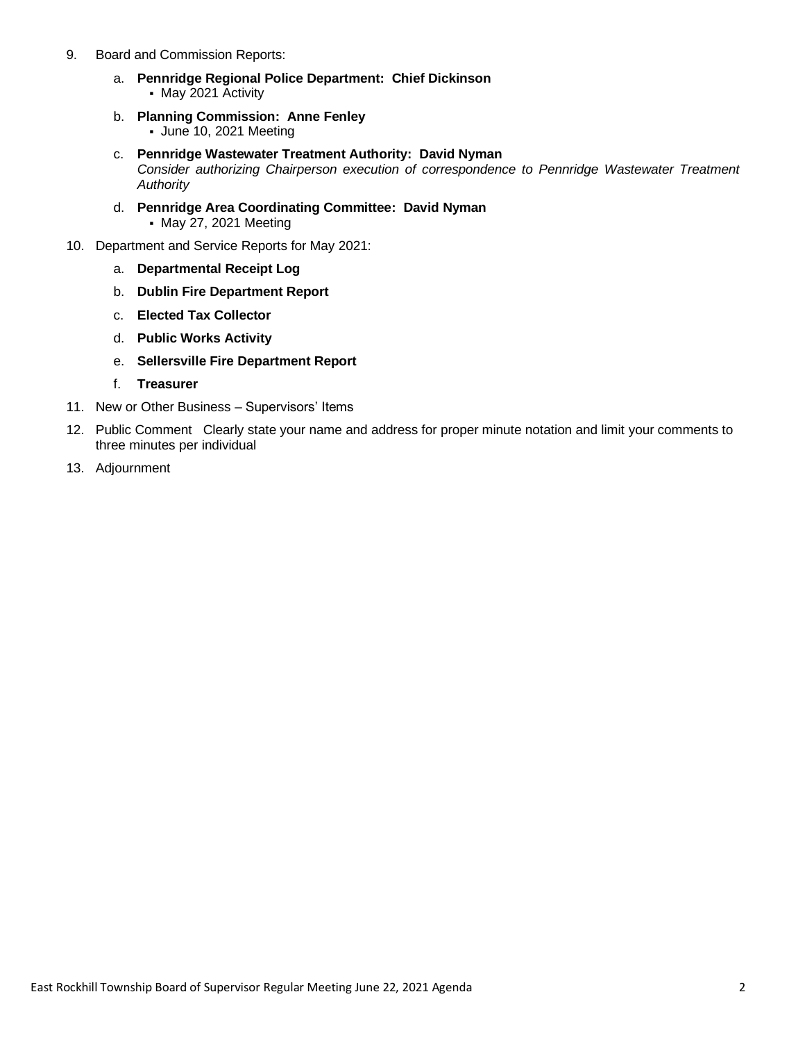9. Board and Commission Reports:

   a. **Pennridge Regional Police Department: Chief Dickinson**
      - May 2021 Activity

   b. **Planning Commission: Anne Fenley**
      - June 10, 2021 Meeting

   c. **Pennridge Wastewater Treatment Authority: David Nyman**
      *Consider authorizing Chairperson execution of correspondence to Pennridge Wastewater Treatment Authority*

   d. **Pennridge Area Coordinating Committee: David Nyman**
      - May 27, 2021 Meeting

10. Department and Service Reports for May 2021:

    a. **Departmental Receipt Log**

    b. **Dublin Fire Department Report**

    c. **Elected Tax Collector**

    d. **Public Works Activity**

    e. **Sellersville Fire Department Report**

    f. **Treasurer**

11. New or Other Business – Supervisors' Items

12. Public Comment Clearly state your name and address for proper minute notation and limit your comments to three minutes per individual

13. Adjournment